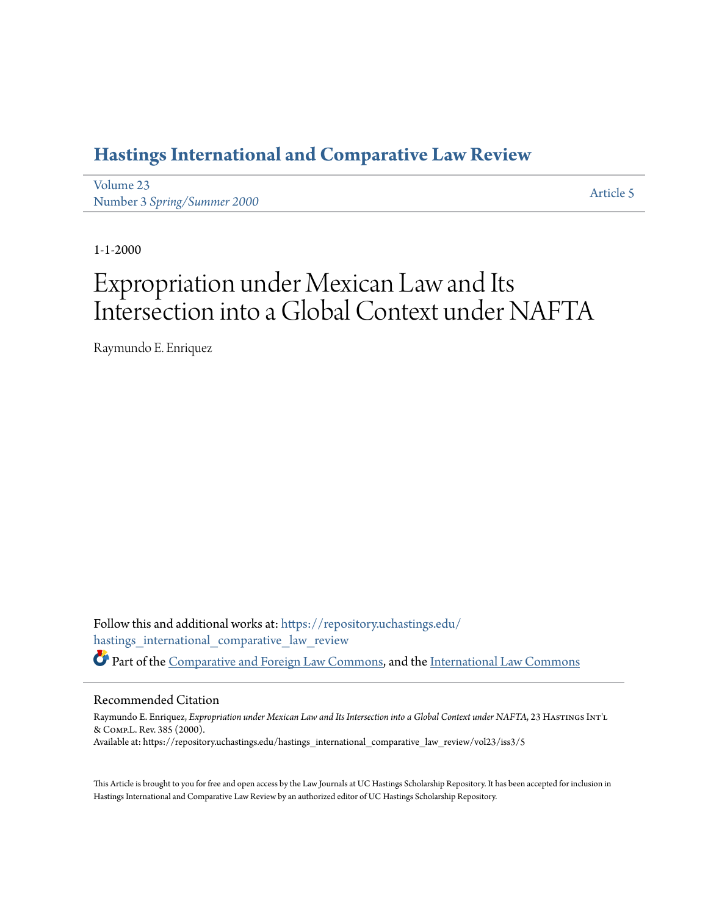# Hastings International and Comparative Law Review

Volume 23
Number 3 *Spring/Summer 2000*

Article 5

1-1-2000

# Expropriation under Mexican Law and Its Intersection into a Global Context under NAFTA

Raymundo E. Enriquez

Follow this and additional works at: https://repository.uchastings.edu/hastings_international_comparative_law_review

Part of the Comparative and Foreign Law Commons, and the International Law Commons

## Recommended Citation

Raymundo E. Enriquez, *Expropriation under Mexican Law and Its Intersection into a Global Context under NAFTA*, 23 Hastings Int'l & Comp.L. Rev. 385 (2000).
Available at: https://repository.uchastings.edu/hastings_international_comparative_law_review/vol23/iss3/5

This Article is brought to you for free and open access by the Law Journals at UC Hastings Scholarship Repository. It has been accepted for inclusion in Hastings International and Comparative Law Review by an authorized editor of UC Hastings Scholarship Repository.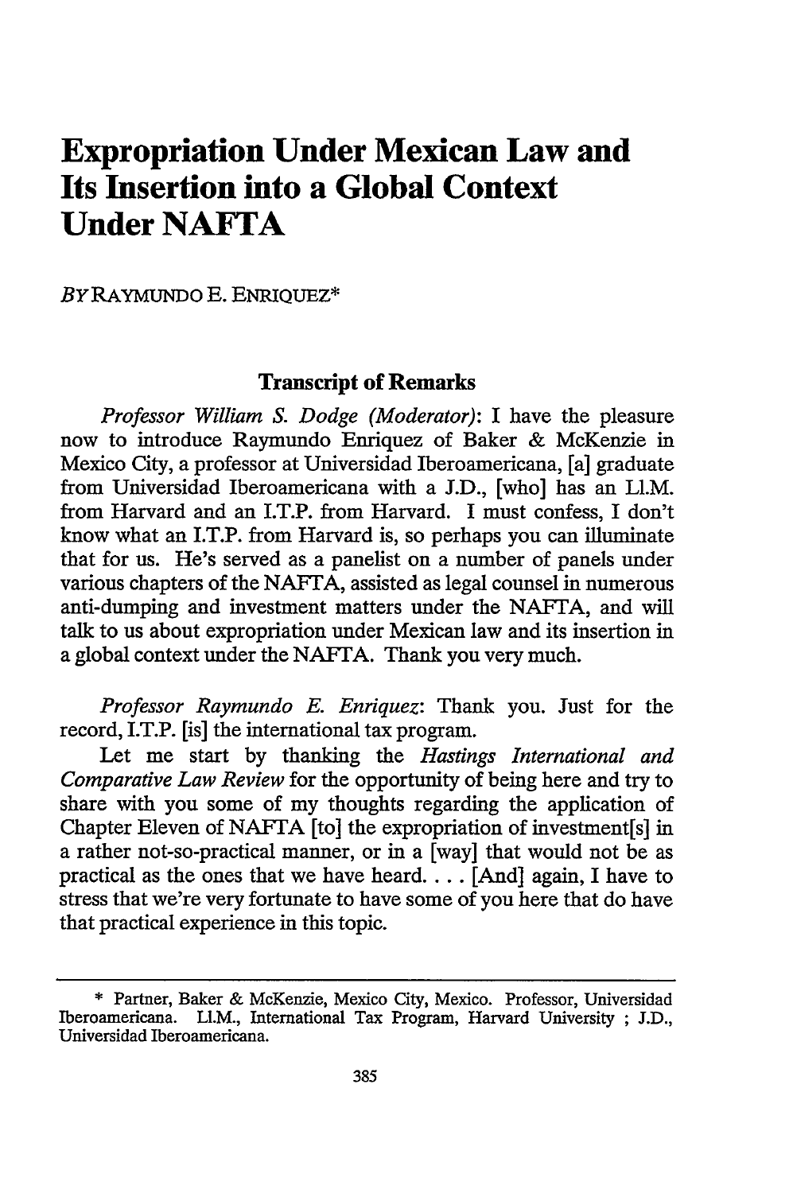# Expropriation Under Mexican Law and Its Insertion into a Global Context Under NAFTA

*BY* RAYMUNDO E. ENRIQUEZ*

### Transcript of Remarks

*Professor William S. Dodge (Moderator)*: I have the pleasure now to introduce Raymundo Enriquez of Baker & McKenzie in Mexico City, a professor at Universidad Iberoamericana, [a] graduate from Universidad Iberoamericana with a J.D., [who] has an Ll.M. from Harvard and an I.T.P. from Harvard. I must confess, I don't know what an I.T.P. from Harvard is, so perhaps you can illuminate that for us. He's served as a panelist on a number of panels under various chapters of the NAFTA, assisted as legal counsel in numerous anti-dumping and investment matters under the NAFTA, and will talk to us about expropriation under Mexican law and its insertion in a global context under the NAFTA. Thank you very much.

*Professor Raymundo E. Enriquez*: Thank you. Just for the record, I.T.P. [is] the international tax program.

Let me start by thanking the *Hastings International and Comparative Law Review* for the opportunity of being here and try to share with you some of my thoughts regarding the application of Chapter Eleven of NAFTA [to] the expropriation of investment[s] in a rather not-so-practical manner, or in a [way] that would not be as practical as the ones that we have heard. . . . [And] again, I have to stress that we're very fortunate to have some of you here that do have that practical experience in this topic.

---

\* Partner, Baker & McKenzie, Mexico City, Mexico. Professor, Universidad Iberoamericana. Ll.M., International Tax Program, Harvard University ; J.D., Universidad Iberoamericana.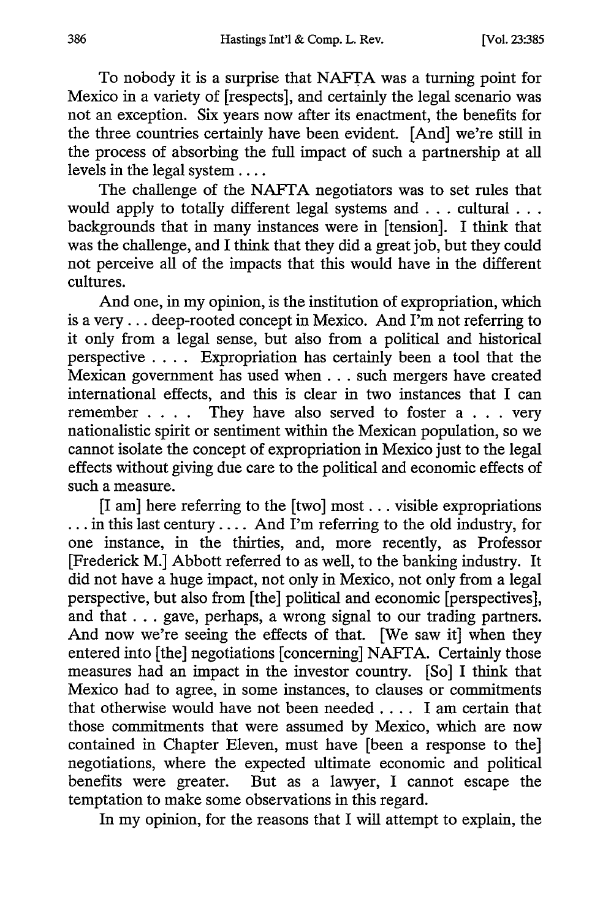To nobody it is a surprise that NAFTA was a turning point for Mexico in a variety of [respects], and certainly the legal scenario was not an exception. Six years now after its enactment, the benefits for the three countries certainly have been evident. [And] we're still in the process of absorbing the full impact of such a partnership at all levels in the legal system . . . .

The challenge of the NAFTA negotiators was to set rules that would apply to totally different legal systems and . . . cultural . . . backgrounds that in many instances were in [tension]. I think that was the challenge, and I think that they did a great job, but they could not perceive all of the impacts that this would have in the different cultures.

And one, in my opinion, is the institution of expropriation, which is a very . . . deep-rooted concept in Mexico. And I'm not referring to it only from a legal sense, but also from a political and historical perspective . . . . Expropriation has certainly been a tool that the Mexican government has used when . . . such mergers have created international effects, and this is clear in two instances that I can remember . . . . They have also served to foster a . . . very nationalistic spirit or sentiment within the Mexican population, so we cannot isolate the concept of expropriation in Mexico just to the legal effects without giving due care to the political and economic effects of such a measure.

[I am] here referring to the [two] most . . . visible expropriations . . . in this last century . . . . And I'm referring to the old industry, for one instance, in the thirties, and, more recently, as Professor [Frederick M.] Abbott referred to as well, to the banking industry. It did not have a huge impact, not only in Mexico, not only from a legal perspective, but also from [the] political and economic [perspectives], and that . . . gave, perhaps, a wrong signal to our trading partners. And now we're seeing the effects of that. [We saw it] when they entered into [the] negotiations [concerning] NAFTA. Certainly those measures had an impact in the investor country. [So] I think that Mexico had to agree, in some instances, to clauses or commitments that otherwise would have not been needed . . . . I am certain that those commitments that were assumed by Mexico, which are now contained in Chapter Eleven, must have [been a response to the] negotiations, where the expected ultimate economic and political benefits were greater. But as a lawyer, I cannot escape the temptation to make some observations in this regard.

In my opinion, for the reasons that I will attempt to explain, the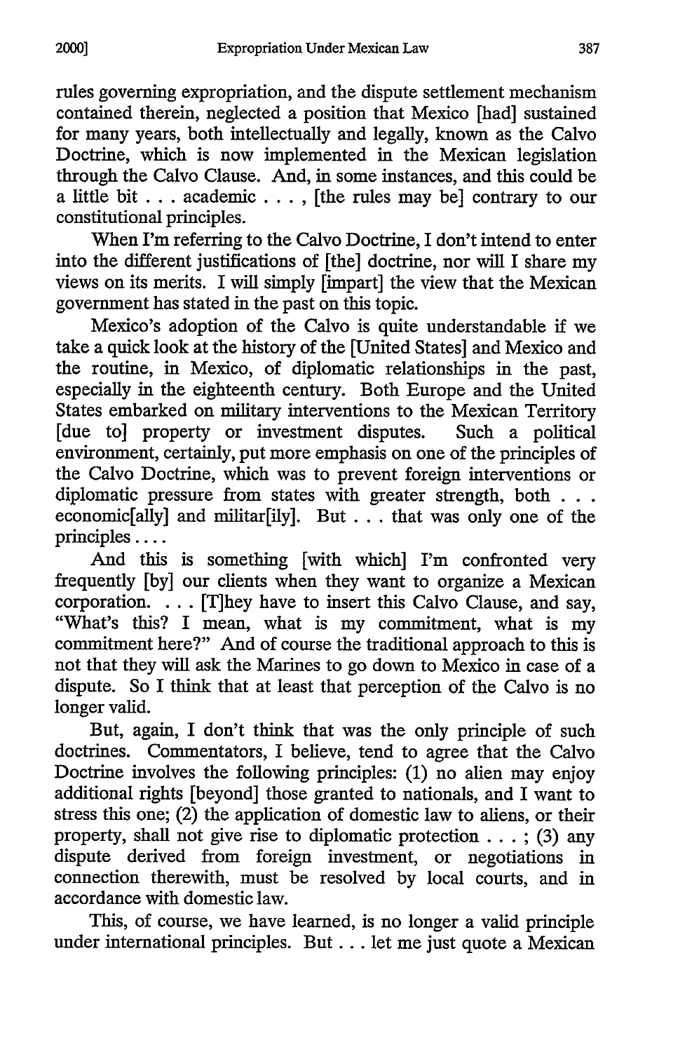rules governing expropriation, and the dispute settlement mechanism contained therein, neglected a position that Mexico [had] sustained for many years, both intellectually and legally, known as the Calvo Doctrine, which is now implemented in the Mexican legislation through the Calvo Clause. And, in some instances, and this could be a little bit . . . academic . . . , [the rules may be] contrary to our constitutional principles.

When I'm referring to the Calvo Doctrine, I don't intend to enter into the different justifications of [the] doctrine, nor will I share my views on its merits. I will simply [impart] the view that the Mexican government has stated in the past on this topic.

Mexico's adoption of the Calvo is quite understandable if we take a quick look at the history of the [United States] and Mexico and the routine, in Mexico, of diplomatic relationships in the past, especially in the eighteenth century. Both Europe and the United States embarked on military interventions to the Mexican Territory [due to] property or investment disputes. Such a political environment, certainly, put more emphasis on one of the principles of the Calvo Doctrine, which was to prevent foreign interventions or diplomatic pressure from states with greater strength, both . . . economic[ally] and militar[ily]. But . . . that was only one of the principles . . . .

And this is something [with which] I'm confronted very frequently [by] our clients when they want to organize a Mexican corporation. . . . [T]hey have to insert this Calvo Clause, and say, "What's this? I mean, what is my commitment, what is my commitment here?" And of course the traditional approach to this is not that they will ask the Marines to go down to Mexico in case of a dispute. So I think that at least that perception of the Calvo is no longer valid.

But, again, I don't think that was the only principle of such doctrines. Commentators, I believe, tend to agree that the Calvo Doctrine involves the following principles: (1) no alien may enjoy additional rights [beyond] those granted to nationals, and I want to stress this one; (2) the application of domestic law to aliens, or their property, shall not give rise to diplomatic protection . . . ; (3) any dispute derived from foreign investment, or negotiations in connection therewith, must be resolved by local courts, and in accordance with domestic law.

This, of course, we have learned, is no longer a valid principle under international principles. But . . . let me just quote a Mexican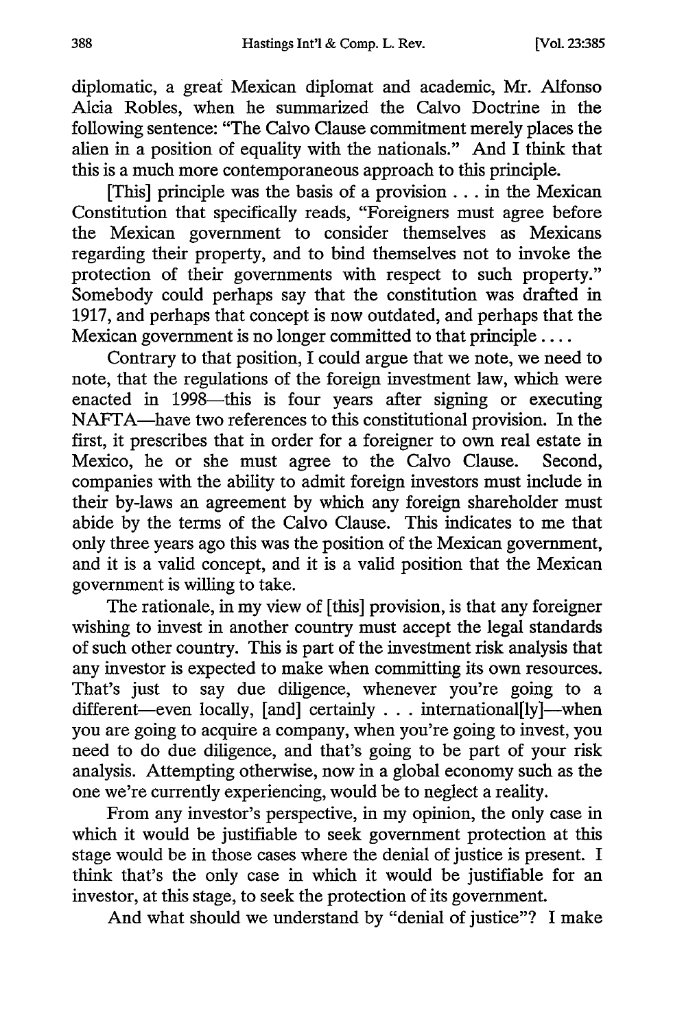diplomatic, a great Mexican diplomat and academic, Mr. Alfonso Alcia Robles, when he summarized the Calvo Doctrine in the following sentence: "The Calvo Clause commitment merely places the alien in a position of equality with the nationals." And I think that this is a much more contemporaneous approach to this principle.

[This] principle was the basis of a provision . . . in the Mexican Constitution that specifically reads, "Foreigners must agree before the Mexican government to consider themselves as Mexicans regarding their property, and to bind themselves not to invoke the protection of their governments with respect to such property." Somebody could perhaps say that the constitution was drafted in 1917, and perhaps that concept is now outdated, and perhaps that the Mexican government is no longer committed to that principle . . . .

Contrary to that position, I could argue that we note, we need to note, that the regulations of the foreign investment law, which were enacted in 1998—this is four years after signing or executing NAFTA—have two references to this constitutional provision. In the first, it prescribes that in order for a foreigner to own real estate in Mexico, he or she must agree to the Calvo Clause. Second, companies with the ability to admit foreign investors must include in their by-laws an agreement by which any foreign shareholder must abide by the terms of the Calvo Clause. This indicates to me that only three years ago this was the position of the Mexican government, and it is a valid concept, and it is a valid position that the Mexican government is willing to take.

The rationale, in my view of [this] provision, is that any foreigner wishing to invest in another country must accept the legal standards of such other country. This is part of the investment risk analysis that any investor is expected to make when committing its own resources. That's just to say due diligence, whenever you're going to a different—even locally, [and] certainly . . . international[ly]—when you are going to acquire a company, when you're going to invest, you need to do due diligence, and that's going to be part of your risk analysis. Attempting otherwise, now in a global economy such as the one we're currently experiencing, would be to neglect a reality.

From any investor's perspective, in my opinion, the only case in which it would be justifiable to seek government protection at this stage would be in those cases where the denial of justice is present. I think that's the only case in which it would be justifiable for an investor, at this stage, to seek the protection of its government.

And what should we understand by "denial of justice"? I make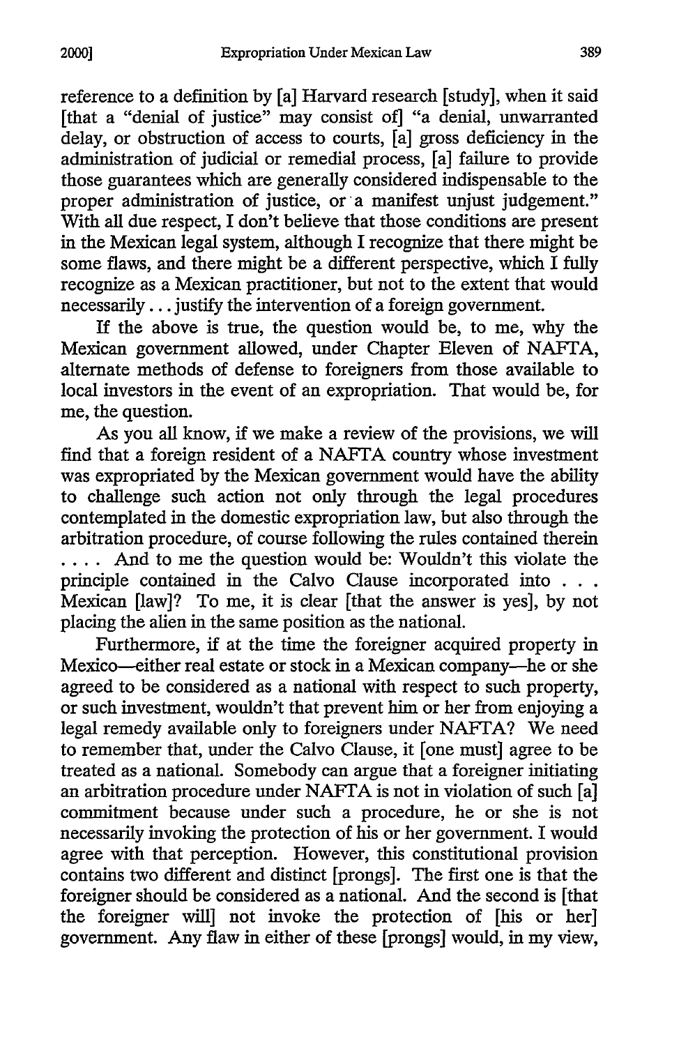reference to a definition by [a] Harvard research [study], when it said [that a "denial of justice" may consist of] "a denial, unwarranted delay, or obstruction of access to courts, [a] gross deficiency in the administration of judicial or remedial process, [a] failure to provide those guarantees which are generally considered indispensable to the proper administration of justice, or a manifest unjust judgement." With all due respect, I don't believe that those conditions are present in the Mexican legal system, although I recognize that there might be some flaws, and there might be a different perspective, which I fully recognize as a Mexican practitioner, but not to the extent that would necessarily . . . justify the intervention of a foreign government.

If the above is true, the question would be, to me, why the Mexican government allowed, under Chapter Eleven of NAFTA, alternate methods of defense to foreigners from those available to local investors in the event of an expropriation. That would be, for me, the question.

As you all know, if we make a review of the provisions, we will find that a foreign resident of a NAFTA country whose investment was expropriated by the Mexican government would have the ability to challenge such action not only through the legal procedures contemplated in the domestic expropriation law, but also through the arbitration procedure, of course following the rules contained therein . . . . And to me the question would be: Wouldn't this violate the principle contained in the Calvo Clause incorporated into . . . Mexican [law]? To me, it is clear [that the answer is yes], by not placing the alien in the same position as the national.

Furthermore, if at the time the foreigner acquired property in Mexico—either real estate or stock in a Mexican company—he or she agreed to be considered as a national with respect to such property, or such investment, wouldn't that prevent him or her from enjoying a legal remedy available only to foreigners under NAFTA? We need to remember that, under the Calvo Clause, it [one must] agree to be treated as a national. Somebody can argue that a foreigner initiating an arbitration procedure under NAFTA is not in violation of such [a] commitment because under such a procedure, he or she is not necessarily invoking the protection of his or her government. I would agree with that perception. However, this constitutional provision contains two different and distinct [prongs]. The first one is that the foreigner should be considered as a national. And the second is [that the foreigner will] not invoke the protection of [his or her] government. Any flaw in either of these [prongs] would, in my view,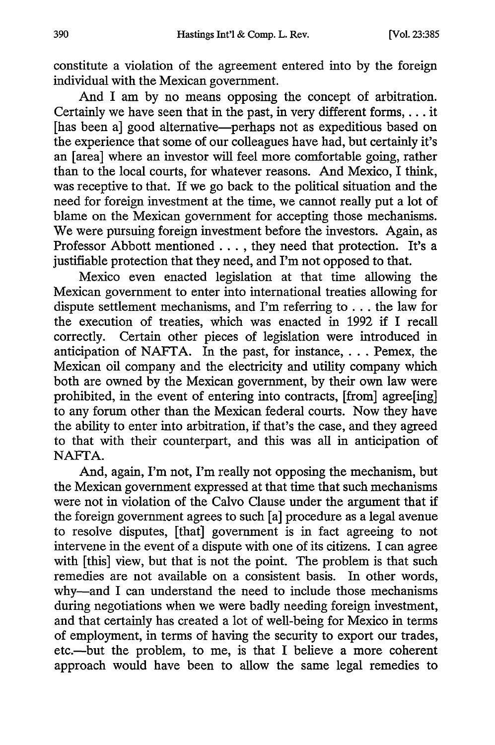constitute a violation of the agreement entered into by the foreign individual with the Mexican government.

And I am by no means opposing the concept of arbitration. Certainly we have seen that in the past, in very different forms, . . . it [has been a] good alternative—perhaps not as expeditious based on the experience that some of our colleagues have had, but certainly it's an [area] where an investor will feel more comfortable going, rather than to the local courts, for whatever reasons. And Mexico, I think, was receptive to that. If we go back to the political situation and the need for foreign investment at the time, we cannot really put a lot of blame on the Mexican government for accepting those mechanisms. We were pursuing foreign investment before the investors. Again, as Professor Abbott mentioned . . . , they need that protection. It's a justifiable protection that they need, and I'm not opposed to that.

Mexico even enacted legislation at that time allowing the Mexican government to enter into international treaties allowing for dispute settlement mechanisms, and I'm referring to . . . the law for the execution of treaties, which was enacted in 1992 if I recall correctly. Certain other pieces of legislation were introduced in anticipation of NAFTA. In the past, for instance, . . . Pemex, the Mexican oil company and the electricity and utility company which both are owned by the Mexican government, by their own law were prohibited, in the event of entering into contracts, [from] agree[ing] to any forum other than the Mexican federal courts. Now they have the ability to enter into arbitration, if that's the case, and they agreed to that with their counterpart, and this was all in anticipation of NAFTA.

And, again, I'm not, I'm really not opposing the mechanism, but the Mexican government expressed at that time that such mechanisms were not in violation of the Calvo Clause under the argument that if the foreign government agrees to such [a] procedure as a legal avenue to resolve disputes, [that] government is in fact agreeing to not intervene in the event of a dispute with one of its citizens. I can agree with [this] view, but that is not the point. The problem is that such remedies are not available on a consistent basis. In other words, why—and I can understand the need to include those mechanisms during negotiations when we were badly needing foreign investment, and that certainly has created a lot of well-being for Mexico in terms of employment, in terms of having the security to export our trades, etc.—but the problem, to me, is that I believe a more coherent approach would have been to allow the same legal remedies to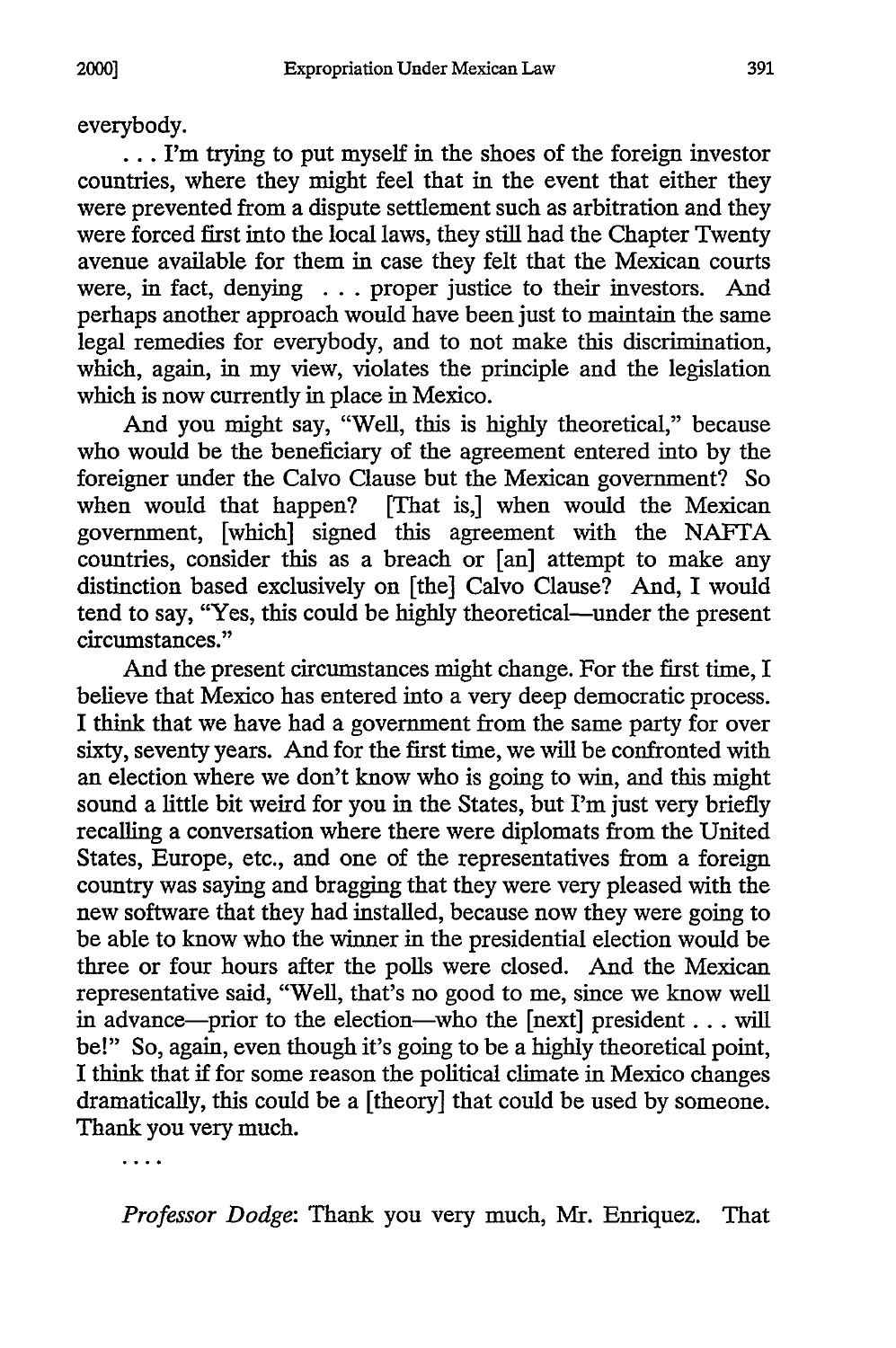everybody.

. . . I'm trying to put myself in the shoes of the foreign investor countries, where they might feel that in the event that either they were prevented from a dispute settlement such as arbitration and they were forced first into the local laws, they still had the Chapter Twenty avenue available for them in case they felt that the Mexican courts were, in fact, denying . . . proper justice to their investors. And perhaps another approach would have been just to maintain the same legal remedies for everybody, and to not make this discrimination, which, again, in my view, violates the principle and the legislation which is now currently in place in Mexico.

And you might say, "Well, this is highly theoretical," because who would be the beneficiary of the agreement entered into by the foreigner under the Calvo Clause but the Mexican government? So when would that happen? [That is,] when would the Mexican government, [which] signed this agreement with the NAFTA countries, consider this as a breach or [an] attempt to make any distinction based exclusively on [the] Calvo Clause? And, I would tend to say, "Yes, this could be highly theoretical—under the present circumstances."

And the present circumstances might change. For the first time, I believe that Mexico has entered into a very deep democratic process. I think that we have had a government from the same party for over sixty, seventy years. And for the first time, we will be confronted with an election where we don't know who is going to win, and this might sound a little bit weird for you in the States, but I'm just very briefly recalling a conversation where there were diplomats from the United States, Europe, etc., and one of the representatives from a foreign country was saying and bragging that they were very pleased with the new software that they had installed, because now they were going to be able to know who the winner in the presidential election would be three or four hours after the polls were closed. And the Mexican representative said, "Well, that's no good to me, since we know well in advance—prior to the election—who the [next] president . . . will be!" So, again, even though it's going to be a highly theoretical point, I think that if for some reason the political climate in Mexico changes dramatically, this could be a [theory] that could be used by someone. Thank you very much.

. . . .

*Professor Dodge*: Thank you very much, Mr. Enriquez. That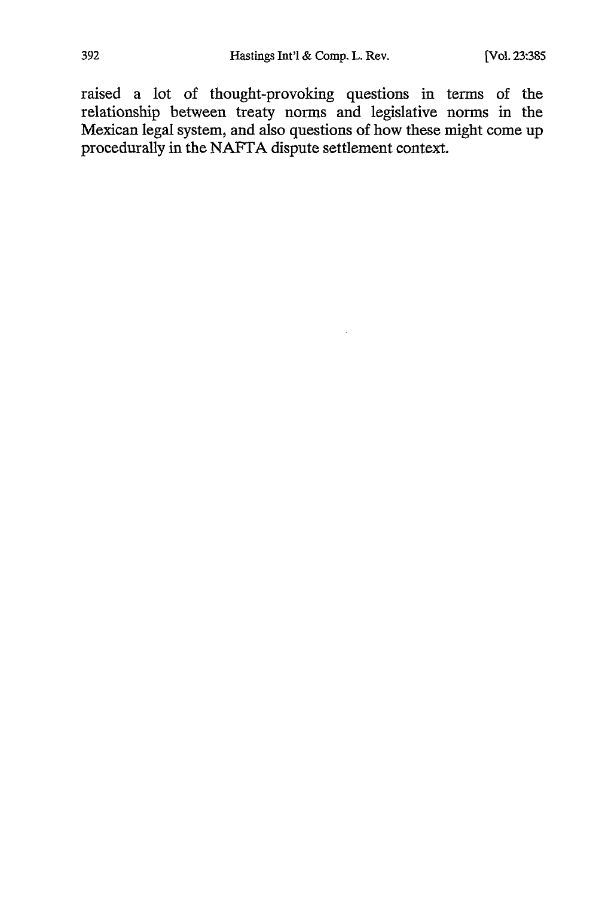raised a lot of thought-provoking questions in terms of the relationship between treaty norms and legislative norms in the Mexican legal system, and also questions of how these might come up procedurally in the NAFTA dispute settlement context.